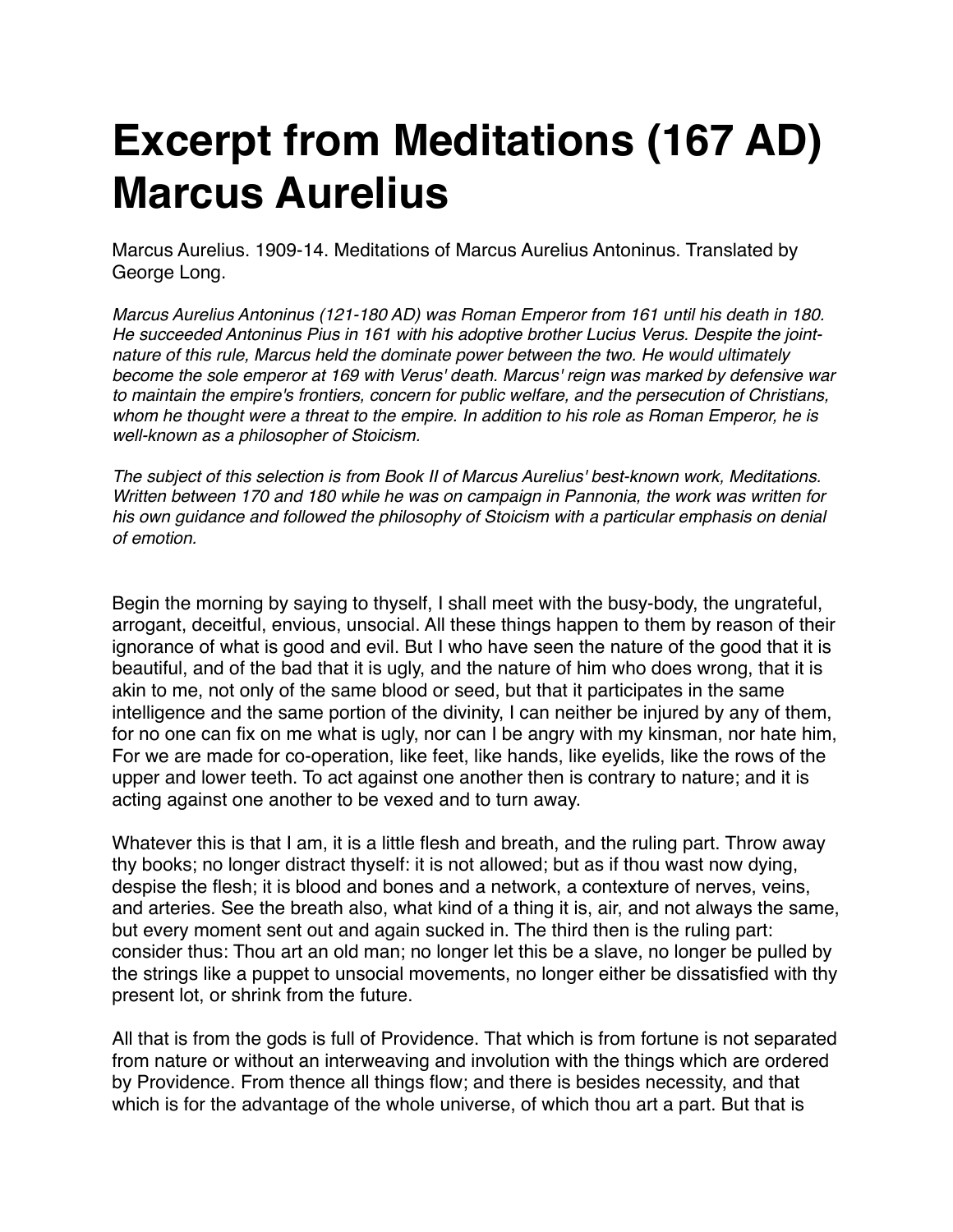# Excerpt from Meditations (167 AD) Marcus Aurelius

Marcus Aurelius. 1909-14. Meditations of Marcus Aurelius Antoninus. Translated by George Long.

*Marcus Aurelius Antoninus (121-180 AD) was Roman Emperor from 161 until his death in 180. He succeeded Antoninus Pius in 161 with his adoptive brother Lucius Verus. Despite the joint-nature of this rule, Marcus held the dominate power between the two. He would ultimately become the sole emperor at 169 with Verus' death. Marcus' reign was marked by defensive war to maintain the empire's frontiers, concern for public welfare, and the persecution of Christians, whom he thought were a threat to the empire. In addition to his role as Roman Emperor, he is well-known as a philosopher of Stoicism.*

*The subject of this selection is from Book II of Marcus Aurelius' best-known work, Meditations. Written between 170 and 180 while he was on campaign in Pannonia, the work was written for his own guidance and followed the philosophy of Stoicism with a particular emphasis on denial of emotion.*

Begin the morning by saying to thyself, I shall meet with the busy-body, the ungrateful, arrogant, deceitful, envious, unsocial. All these things happen to them by reason of their ignorance of what is good and evil. But I who have seen the nature of the good that it is beautiful, and of the bad that it is ugly, and the nature of him who does wrong, that it is akin to me, not only of the same blood or seed, but that it participates in the same intelligence and the same portion of the divinity, I can neither be injured by any of them, for no one can fix on me what is ugly, nor can I be angry with my kinsman, nor hate him, For we are made for co-operation, like feet, like hands, like eyelids, like the rows of the upper and lower teeth. To act against one another then is contrary to nature; and it is acting against one another to be vexed and to turn away.

Whatever this is that I am, it is a little flesh and breath, and the ruling part. Throw away thy books; no longer distract thyself: it is not allowed; but as if thou wast now dying, despise the flesh; it is blood and bones and a network, a contexture of nerves, veins, and arteries. See the breath also, what kind of a thing it is, air, and not always the same, but every moment sent out and again sucked in. The third then is the ruling part: consider thus: Thou art an old man; no longer let this be a slave, no longer be pulled by the strings like a puppet to unsocial movements, no longer either be dissatisfied with thy present lot, or shrink from the future.

All that is from the gods is full of Providence. That which is from fortune is not separated from nature or without an interweaving and involution with the things which are ordered by Providence. From thence all things flow; and there is besides necessity, and that which is for the advantage of the whole universe, of which thou art a part. But that is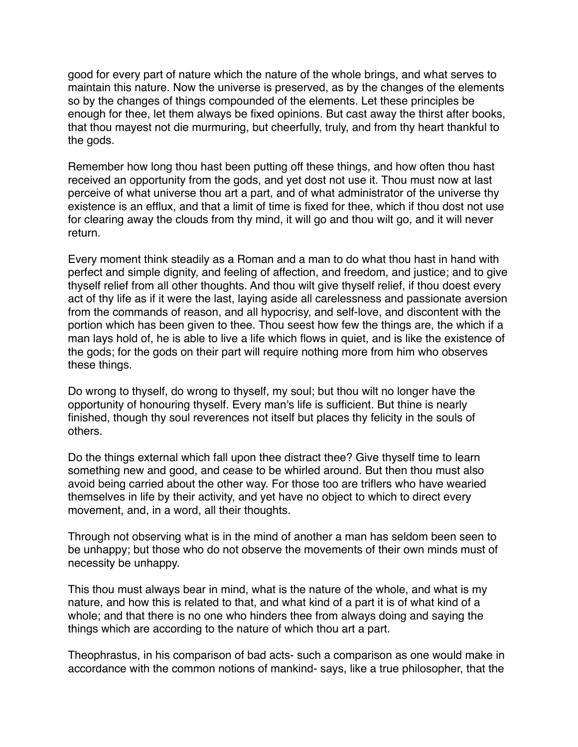good for every part of nature which the nature of the whole brings, and what serves to maintain this nature. Now the universe is preserved, as by the changes of the elements so by the changes of things compounded of the elements. Let these principles be enough for thee, let them always be fixed opinions. But cast away the thirst after books, that thou mayest not die murmuring, but cheerfully, truly, and from thy heart thankful to the gods.

Remember how long thou hast been putting off these things, and how often thou hast received an opportunity from the gods, and yet dost not use it. Thou must now at last perceive of what universe thou art a part, and of what administrator of the universe thy existence is an efflux, and that a limit of time is fixed for thee, which if thou dost not use for clearing away the clouds from thy mind, it will go and thou wilt go, and it will never return.

Every moment think steadily as a Roman and a man to do what thou hast in hand with perfect and simple dignity, and feeling of affection, and freedom, and justice; and to give thyself relief from all other thoughts. And thou wilt give thyself relief, if thou doest every act of thy life as if it were the last, laying aside all carelessness and passionate aversion from the commands of reason, and all hypocrisy, and self-love, and discontent with the portion which has been given to thee. Thou seest how few the things are, the which if a man lays hold of, he is able to live a life which flows in quiet, and is like the existence of the gods; for the gods on their part will require nothing more from him who observes these things.

Do wrong to thyself, do wrong to thyself, my soul; but thou wilt no longer have the opportunity of honouring thyself. Every man's life is sufficient. But thine is nearly finished, though thy soul reverences not itself but places thy felicity in the souls of others.

Do the things external which fall upon thee distract thee? Give thyself time to learn something new and good, and cease to be whirled around. But then thou must also avoid being carried about the other way. For those too are triflers who have wearied themselves in life by their activity, and yet have no object to which to direct every movement, and, in a word, all their thoughts.

Through not observing what is in the mind of another a man has seldom been seen to be unhappy; but those who do not observe the movements of their own minds must of necessity be unhappy.

This thou must always bear in mind, what is the nature of the whole, and what is my nature, and how this is related to that, and what kind of a part it is of what kind of a whole; and that there is no one who hinders thee from always doing and saying the things which are according to the nature of which thou art a part.

Theophrastus, in his comparison of bad acts- such a comparison as one would make in accordance with the common notions of mankind- says, like a true philosopher, that the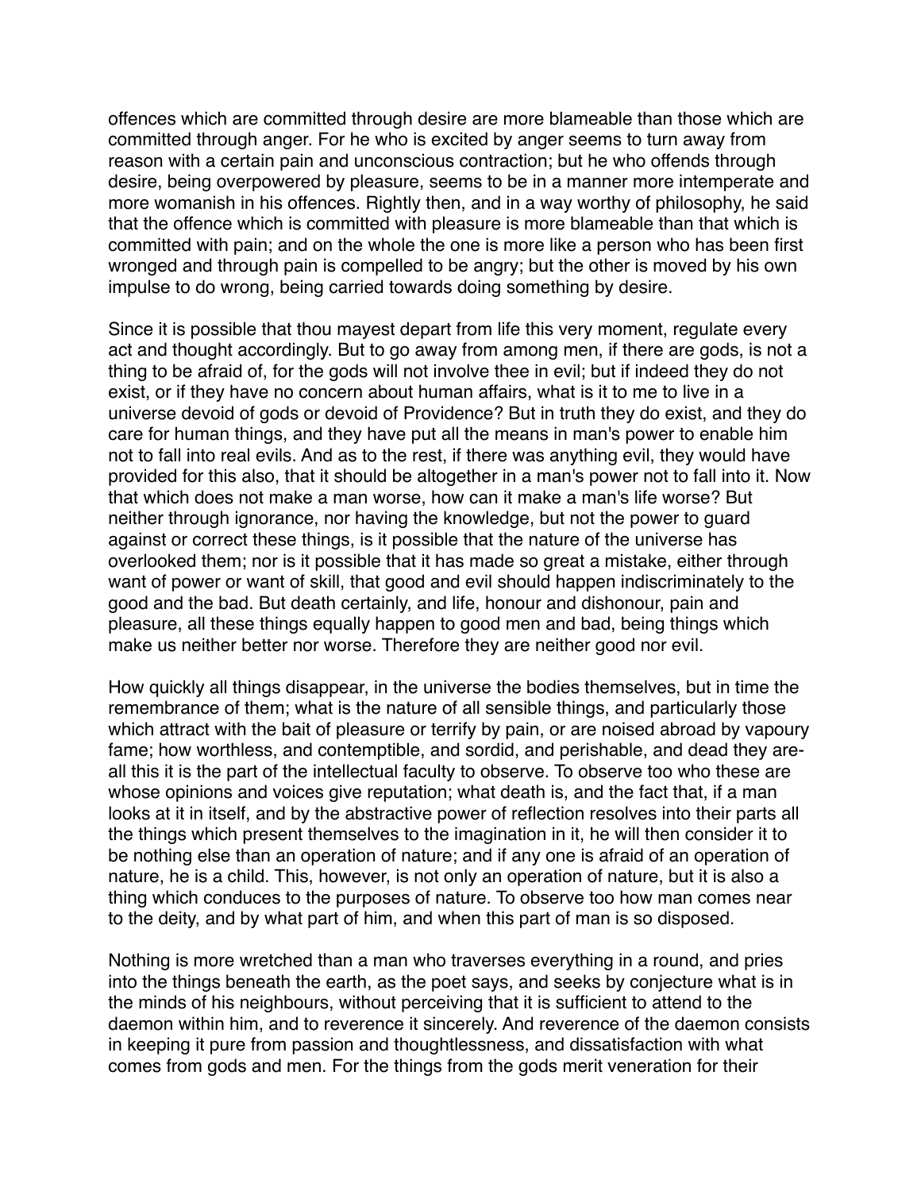offences which are committed through desire are more blameable than those which are committed through anger. For he who is excited by anger seems to turn away from reason with a certain pain and unconscious contraction; but he who offends through desire, being overpowered by pleasure, seems to be in a manner more intemperate and more womanish in his offences. Rightly then, and in a way worthy of philosophy, he said that the offence which is committed with pleasure is more blameable than that which is committed with pain; and on the whole the one is more like a person who has been first wronged and through pain is compelled to be angry; but the other is moved by his own impulse to do wrong, being carried towards doing something by desire.

Since it is possible that thou mayest depart from life this very moment, regulate every act and thought accordingly. But to go away from among men, if there are gods, is not a thing to be afraid of, for the gods will not involve thee in evil; but if indeed they do not exist, or if they have no concern about human affairs, what is it to me to live in a universe devoid of gods or devoid of Providence? But in truth they do exist, and they do care for human things, and they have put all the means in man's power to enable him not to fall into real evils. And as to the rest, if there was anything evil, they would have provided for this also, that it should be altogether in a man's power not to fall into it. Now that which does not make a man worse, how can it make a man's life worse? But neither through ignorance, nor having the knowledge, but not the power to guard against or correct these things, is it possible that the nature of the universe has overlooked them; nor is it possible that it has made so great a mistake, either through want of power or want of skill, that good and evil should happen indiscriminately to the good and the bad. But death certainly, and life, honour and dishonour, pain and pleasure, all these things equally happen to good men and bad, being things which make us neither better nor worse. Therefore they are neither good nor evil.

How quickly all things disappear, in the universe the bodies themselves, but in time the remembrance of them; what is the nature of all sensible things, and particularly those which attract with the bait of pleasure or terrify by pain, or are noised abroad by vapoury fame; how worthless, and contemptible, and sordid, and perishable, and dead they are- all this it is the part of the intellectual faculty to observe. To observe too who these are whose opinions and voices give reputation; what death is, and the fact that, if a man looks at it in itself, and by the abstractive power of reflection resolves into their parts all the things which present themselves to the imagination in it, he will then consider it to be nothing else than an operation of nature; and if any one is afraid of an operation of nature, he is a child. This, however, is not only an operation of nature, but it is also a thing which conduces to the purposes of nature. To observe too how man comes near to the deity, and by what part of him, and when this part of man is so disposed.

Nothing is more wretched than a man who traverses everything in a round, and pries into the things beneath the earth, as the poet says, and seeks by conjecture what is in the minds of his neighbours, without perceiving that it is sufficient to attend to the daemon within him, and to reverence it sincerely. And reverence of the daemon consists in keeping it pure from passion and thoughtlessness, and dissatisfaction with what comes from gods and men. For the things from the gods merit veneration for their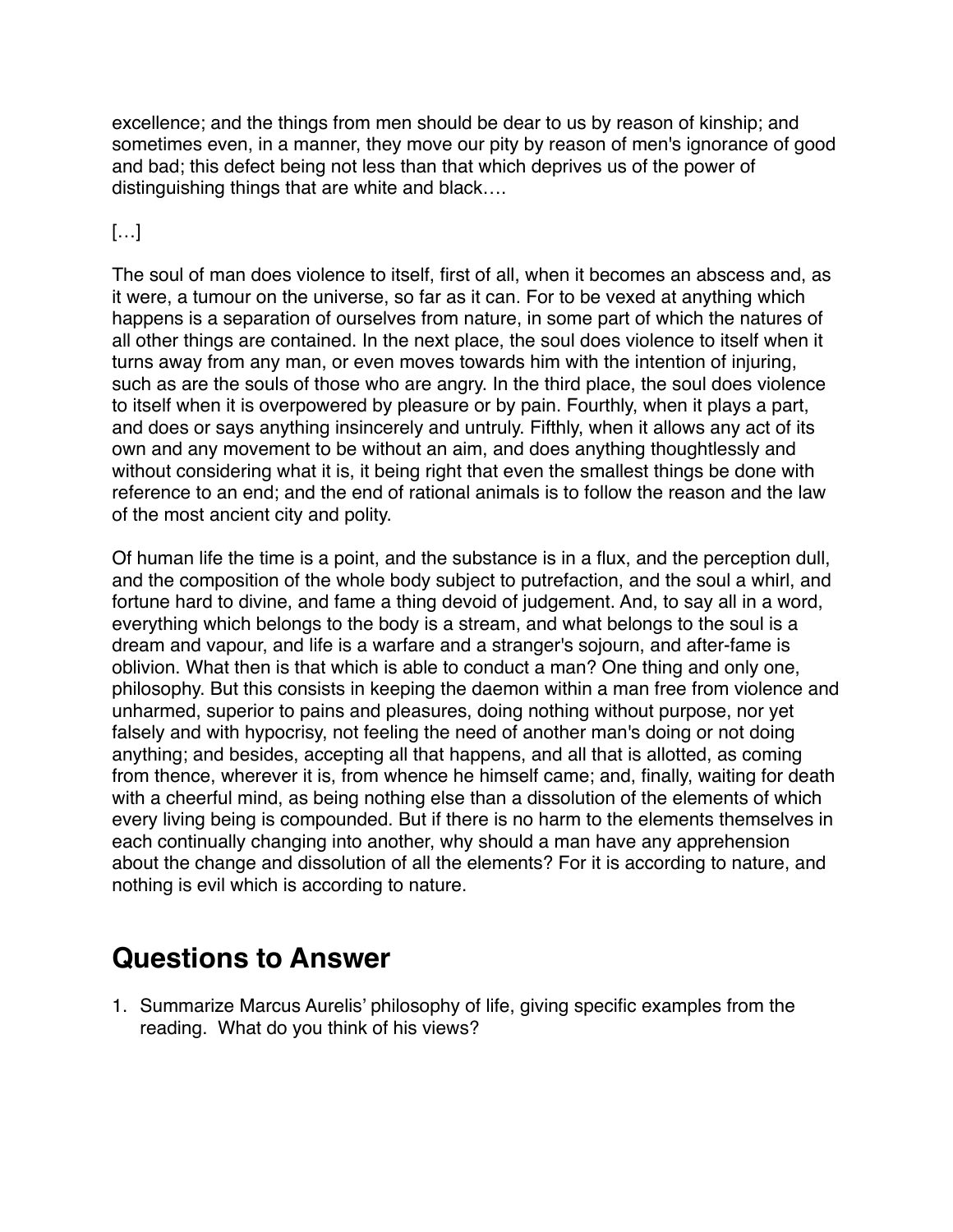excellence; and the things from men should be dear to us by reason of kinship; and sometimes even, in a manner, they move our pity by reason of men's ignorance of good and bad; this defect being not less than that which deprives us of the power of distinguishing things that are white and black….

[…]

The soul of man does violence to itself, first of all, when it becomes an abscess and, as it were, a tumour on the universe, so far as it can. For to be vexed at anything which happens is a separation of ourselves from nature, in some part of which the natures of all other things are contained. In the next place, the soul does violence to itself when it turns away from any man, or even moves towards him with the intention of injuring, such as are the souls of those who are angry. In the third place, the soul does violence to itself when it is overpowered by pleasure or by pain. Fourthly, when it plays a part, and does or says anything insincerely and untruly. Fifthly, when it allows any act of its own and any movement to be without an aim, and does anything thoughtlessly and without considering what it is, it being right that even the smallest things be done with reference to an end; and the end of rational animals is to follow the reason and the law of the most ancient city and polity.

Of human life the time is a point, and the substance is in a flux, and the perception dull, and the composition of the whole body subject to putrefaction, and the soul a whirl, and fortune hard to divine, and fame a thing devoid of judgement. And, to say all in a word, everything which belongs to the body is a stream, and what belongs to the soul is a dream and vapour, and life is a warfare and a stranger's sojourn, and after-fame is oblivion. What then is that which is able to conduct a man? One thing and only one, philosophy. But this consists in keeping the daemon within a man free from violence and unharmed, superior to pains and pleasures, doing nothing without purpose, nor yet falsely and with hypocrisy, not feeling the need of another man's doing or not doing anything; and besides, accepting all that happens, and all that is allotted, as coming from thence, wherever it is, from whence he himself came; and, finally, waiting for death with a cheerful mind, as being nothing else than a dissolution of the elements of which every living being is compounded. But if there is no harm to the elements themselves in each continually changing into another, why should a man have any apprehension about the change and dissolution of all the elements? For it is according to nature, and nothing is evil which is according to nature.

## Questions to Answer

1. Summarize Marcus Aurelis' philosophy of life, giving specific examples from the reading. What do you think of his views?